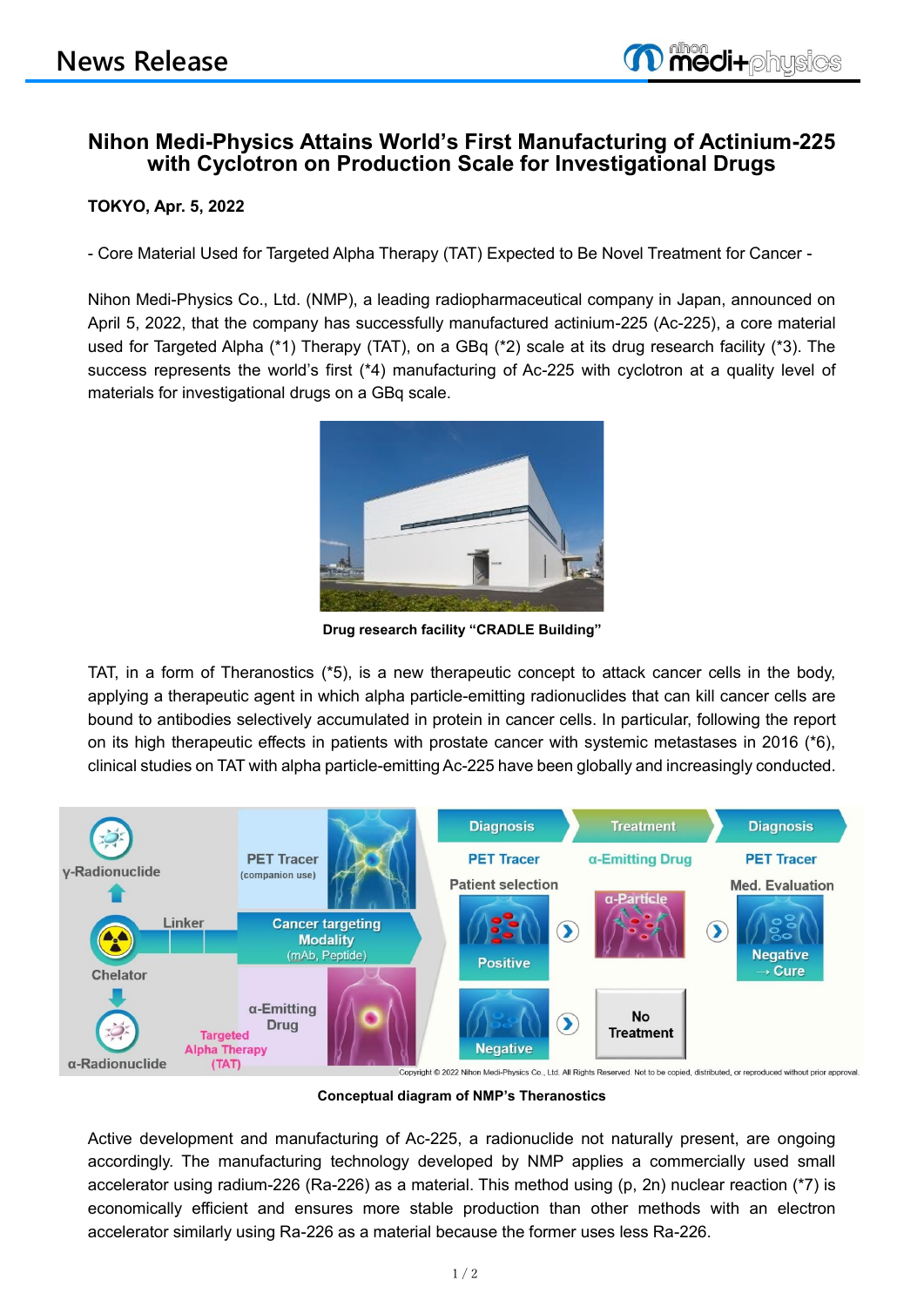# Nihon Medi-Physics Attains World's First Manufacturing of Actinium-225 with Cyclotron on Production Scale for Investigational Drugs

**TOKYO, Apr. 5, 2022**

- Core Material Used for Targeted Alpha Therapy (TAT) Expected to Be Novel Treatment for Cancer -

Nihon Medi-Physics Co., Ltd. (NMP), a leading radiopharmaceutical company in Japan, announced on April 5, 2022, that the company has successfully manufactured actinium-225 (Ac-225), a core material used for Targeted Alpha (*1) Therapy (TAT), on a GBq (*2) scale at its drug research facility (*3). The success represents the world's first (*4) manufacturing of Ac-225 with cyclotron at a quality level of materials for investigational drugs on a GBq scale.

**Drug research facility "CRADLE Building"**

TAT, in a form of Theranostics (*5), is a new therapeutic concept to attack cancer cells in the body, applying a therapeutic agent in which alpha particle-emitting radionuclides that can kill cancer cells are bound to antibodies selectively accumulated in protein in cancer cells. In particular, following the report on its high therapeutic effects in patients with prostate cancer with systemic metastases in 2016 (*6), clinical studies on TAT with alpha particle-emitting Ac-225 have been globally and increasingly conducted.

**Conceptual diagram of NMP's Theranostics**

Active development and manufacturing of Ac-225, a radionuclide not naturally present, are ongoing accordingly. The manufacturing technology developed by NMP applies a commercially used small accelerator using radium-226 (Ra-226) as a material. This method using (p, 2n) nuclear reaction (*7) is economically efficient and ensures more stable production than other methods with an electron accelerator similarly using Ra-226 as a material because the former uses less Ra-226.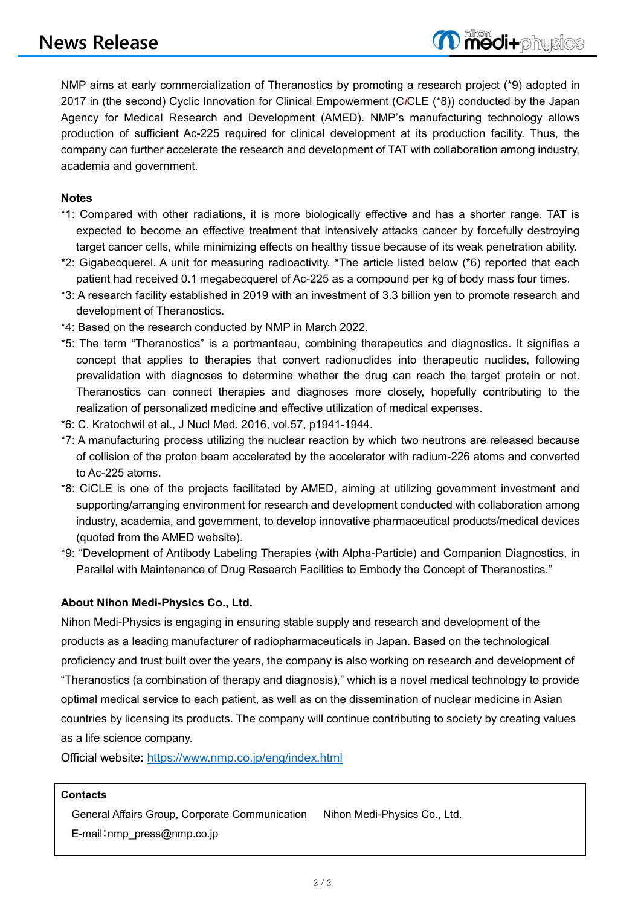NMP aims at early commercialization of Theranostics by promoting a research project (*9) adopted in 2017 in (the second) Cyclic Innovation for Clinical Empowerment (C*i*CLE (*8)) conducted by the Japan Agency for Medical Research and Development (AMED). NMP's manufacturing technology allows production of sufficient Ac-225 required for clinical development at its production facility. Thus, the company can further accelerate the research and development of TAT with collaboration among industry, academia and government.

**Notes**

*1: Compared with other radiations, it is more biologically effective and has a shorter range. TAT is expected to become an effective treatment that intensively attacks cancer by forcefully destroying target cancer cells, while minimizing effects on healthy tissue because of its weak penetration ability.

*2: Gigabecquerel. A unit for measuring radioactivity. *The article listed below (*6) reported that each patient had received 0.1 megabecquerel of Ac-225 as a compound per kg of body mass four times.

*3: A research facility established in 2019 with an investment of 3.3 billion yen to promote research and development of Theranostics.

*4: Based on the research conducted by NMP in March 2022.

*5: The term "Theranostics" is a portmanteau, combining therapeutics and diagnostics. It signifies a concept that applies to therapies that convert radionuclides into therapeutic nuclides, following prevalidation with diagnoses to determine whether the drug can reach the target protein or not. Theranostics can connect therapies and diagnoses more closely, hopefully contributing to the realization of personalized medicine and effective utilization of medical expenses.

*6: C. Kratochwil et al., J Nucl Med. 2016, vol.57, p1941-1944.

*7: A manufacturing process utilizing the nuclear reaction by which two neutrons are released because of collision of the proton beam accelerated by the accelerator with radium-226 atoms and converted to Ac-225 atoms.

*8: CiCLE is one of the projects facilitated by AMED, aiming at utilizing government investment and supporting/arranging environment for research and development conducted with collaboration among industry, academia, and government, to develop innovative pharmaceutical products/medical devices (quoted from the AMED website).

*9: "Development of Antibody Labeling Therapies (with Alpha-Particle) and Companion Diagnostics, in Parallel with Maintenance of Drug Research Facilities to Embody the Concept of Theranostics."

**About Nihon Medi-Physics Co., Ltd.**

Nihon Medi-Physics is engaging in ensuring stable supply and research and development of the products as a leading manufacturer of radiopharmaceuticals in Japan. Based on the technological proficiency and trust built over the years, the company is also working on research and development of "Theranostics (a combination of therapy and diagnosis)," which is a novel medical technology to provide optimal medical service to each patient, as well as on the dissemination of nuclear medicine in Asian countries by licensing its products. The company will continue contributing to society by creating values as a life science company.

Official website: https://www.nmp.co.jp/eng/index.html

**Contacts**

General Affairs Group, Corporate Communication　Nihon Medi-Physics Co., Ltd.

E-mail：nmp_press@nmp.co.jp